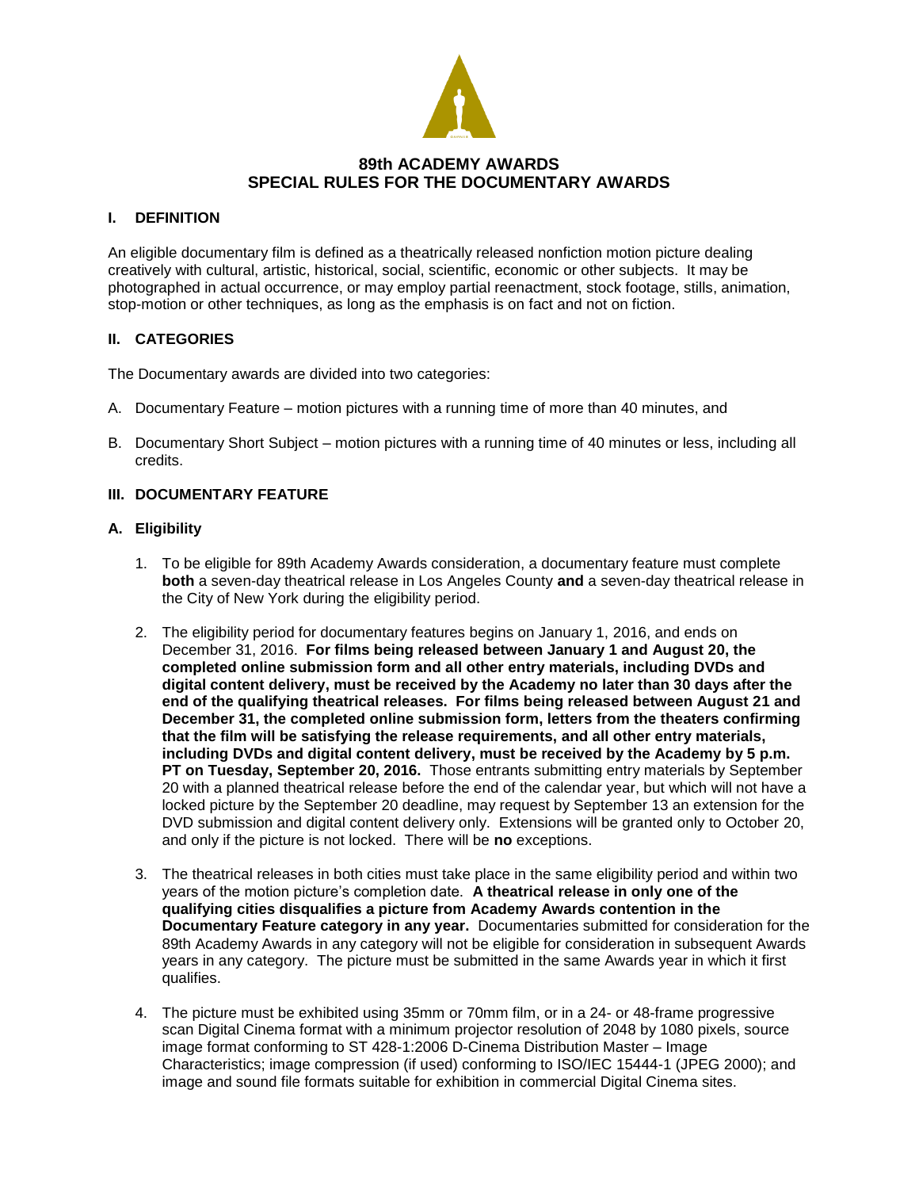# 89th ACADEMY AWARDS
# SPECIAL RULES FOR THE DOCUMENTARY AWARDS

## I. DEFINITION

An eligible documentary film is defined as a theatrically released nonfiction motion picture dealing creatively with cultural, artistic, historical, social, scientific, economic or other subjects. It may be photographed in actual occurrence, or may employ partial reenactment, stock footage, stills, animation, stop-motion or other techniques, as long as the emphasis is on fact and not on fiction.

## II. CATEGORIES

The Documentary awards are divided into two categories:

A. Documentary Feature – motion pictures with a running time of more than 40 minutes, and

B. Documentary Short Subject – motion pictures with a running time of 40 minutes or less, including all credits.

## III. DOCUMENTARY FEATURE

### A. Eligibility

1. To be eligible for 89th Academy Awards consideration, a documentary feature must complete **both** a seven-day theatrical release in Los Angeles County **and** a seven-day theatrical release in the City of New York during the eligibility period.

2. The eligibility period for documentary features begins on January 1, 2016, and ends on December 31, 2016. **For films being released between January 1 and August 20, the completed online submission form and all other entry materials, including DVDs and digital content delivery, must be received by the Academy no later than 30 days after the end of the qualifying theatrical releases. For films being released between August 21 and December 31, the completed online submission form, letters from the theaters confirming that the film will be satisfying the release requirements, and all other entry materials, including DVDs and digital content delivery, must be received by the Academy by 5 p.m. PT on Tuesday, September 20, 2016.** Those entrants submitting entry materials by September 20 with a planned theatrical release before the end of the calendar year, but which will not have a locked picture by the September 20 deadline, may request by September 13 an extension for the DVD submission and digital content delivery only. Extensions will be granted only to October 20, and only if the picture is not locked. There will be **no** exceptions.

3. The theatrical releases in both cities must take place in the same eligibility period and within two years of the motion picture's completion date. **A theatrical release in only one of the qualifying cities disqualifies a picture from Academy Awards contention in the Documentary Feature category in any year.** Documentaries submitted for consideration for the 89th Academy Awards in any category will not be eligible for consideration in subsequent Awards years in any category. The picture must be submitted in the same Awards year in which it first qualifies.

4. The picture must be exhibited using 35mm or 70mm film, or in a 24- or 48-frame progressive scan Digital Cinema format with a minimum projector resolution of 2048 by 1080 pixels, source image format conforming to ST 428-1:2006 D-Cinema Distribution Master – Image Characteristics; image compression (if used) conforming to ISO/IEC 15444-1 (JPEG 2000); and image and sound file formats suitable for exhibition in commercial Digital Cinema sites.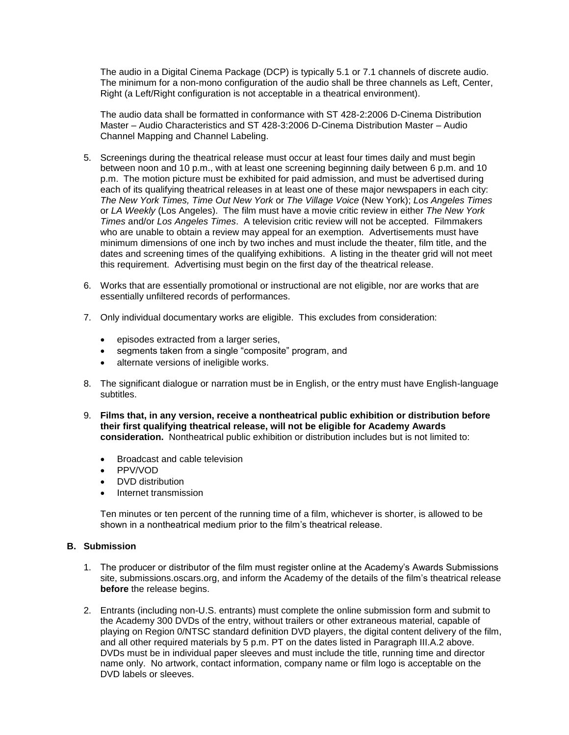The audio in a Digital Cinema Package (DCP) is typically 5.1 or 7.1 channels of discrete audio. The minimum for a non-mono configuration of the audio shall be three channels as Left, Center, Right (a Left/Right configuration is not acceptable in a theatrical environment).

The audio data shall be formatted in conformance with ST 428-2:2006 D-Cinema Distribution Master – Audio Characteristics and ST 428-3:2006 D-Cinema Distribution Master – Audio Channel Mapping and Channel Labeling.

5. Screenings during the theatrical release must occur at least four times daily and must begin between noon and 10 p.m., with at least one screening beginning daily between 6 p.m. and 10 p.m. The motion picture must be exhibited for paid admission, and must be advertised during each of its qualifying theatrical releases in at least one of these major newspapers in each city: *The New York Times, Time Out New York* or *The Village Voice* (New York); *Los Angeles Times* or *LA Weekly* (Los Angeles). The film must have a movie critic review in either *The New York Times* and/or *Los Angeles Times*. A television critic review will not be accepted. Filmmakers who are unable to obtain a review may appeal for an exemption. Advertisements must have minimum dimensions of one inch by two inches and must include the theater, film title, and the dates and screening times of the qualifying exhibitions. A listing in the theater grid will not meet this requirement. Advertising must begin on the first day of the theatrical release.

6. Works that are essentially promotional or instructional are not eligible, nor are works that are essentially unfiltered records of performances.

7. Only individual documentary works are eligible. This excludes from consideration:

   - episodes extracted from a larger series,
   - segments taken from a single "composite" program, and
   - alternate versions of ineligible works.

8. The significant dialogue or narration must be in English, or the entry must have English-language subtitles.

9. **Films that, in any version, receive a nontheatrical public exhibition or distribution before their first qualifying theatrical release, will not be eligible for Academy Awards consideration.** Nontheatrical public exhibition or distribution includes but is not limited to:

   - Broadcast and cable television
   - PPV/VOD
   - DVD distribution
   - Internet transmission

   Ten minutes or ten percent of the running time of a film, whichever is shorter, is allowed to be shown in a nontheatrical medium prior to the film's theatrical release.

### B. Submission

1. The producer or distributor of the film must register online at the Academy's Awards Submissions site, submissions.oscars.org, and inform the Academy of the details of the film's theatrical release **before** the release begins.

2. Entrants (including non-U.S. entrants) must complete the online submission form and submit to the Academy 300 DVDs of the entry, without trailers or other extraneous material, capable of playing on Region 0/NTSC standard definition DVD players, the digital content delivery of the film, and all other required materials by 5 p.m. PT on the dates listed in Paragraph III.A.2 above. DVDs must be in individual paper sleeves and must include the title, running time and director name only. No artwork, contact information, company name or film logo is acceptable on the DVD labels or sleeves.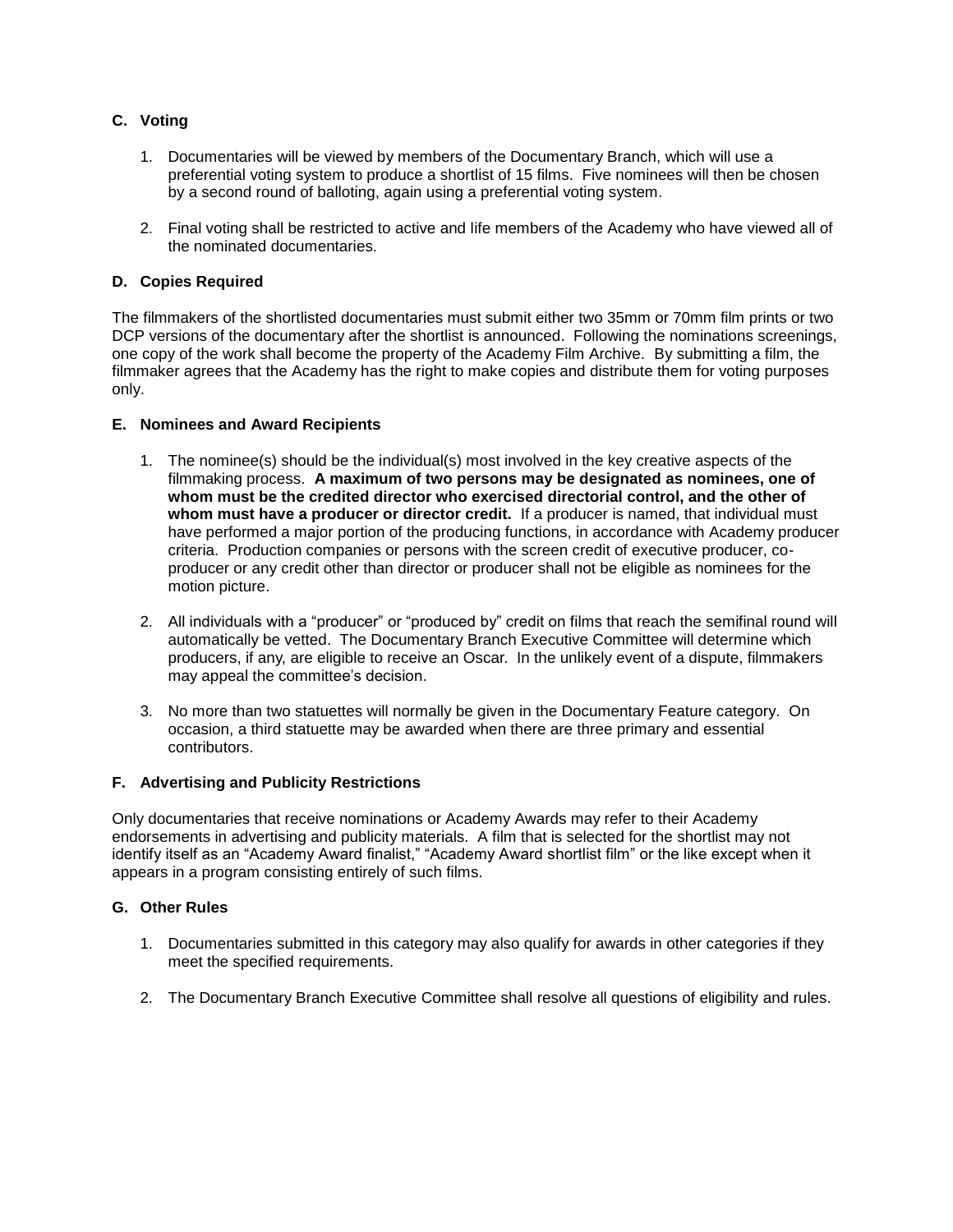### C. Voting

1. Documentaries will be viewed by members of the Documentary Branch, which will use a preferential voting system to produce a shortlist of 15 films. Five nominees will then be chosen by a second round of balloting, again using a preferential voting system.

2. Final voting shall be restricted to active and life members of the Academy who have viewed all of the nominated documentaries.

### D. Copies Required

The filmmakers of the shortlisted documentaries must submit either two 35mm or 70mm film prints or two DCP versions of the documentary after the shortlist is announced. Following the nominations screenings, one copy of the work shall become the property of the Academy Film Archive. By submitting a film, the filmmaker agrees that the Academy has the right to make copies and distribute them for voting purposes only.

### E. Nominees and Award Recipients

1. The nominee(s) should be the individual(s) most involved in the key creative aspects of the filmmaking process. **A maximum of two persons may be designated as nominees, one of whom must be the credited director who exercised directorial control, and the other of whom must have a producer or director credit.** If a producer is named, that individual must have performed a major portion of the producing functions, in accordance with Academy producer criteria. Production companies or persons with the screen credit of executive producer, co-producer or any credit other than director or producer shall not be eligible as nominees for the motion picture.

2. All individuals with a "producer" or "produced by" credit on films that reach the semifinal round will automatically be vetted. The Documentary Branch Executive Committee will determine which producers, if any, are eligible to receive an Oscar. In the unlikely event of a dispute, filmmakers may appeal the committee's decision.

3. No more than two statuettes will normally be given in the Documentary Feature category. On occasion, a third statuette may be awarded when there are three primary and essential contributors.

### F. Advertising and Publicity Restrictions

Only documentaries that receive nominations or Academy Awards may refer to their Academy endorsements in advertising and publicity materials. A film that is selected for the shortlist may not identify itself as an "Academy Award finalist," "Academy Award shortlist film" or the like except when it appears in a program consisting entirely of such films.

### G. Other Rules

1. Documentaries submitted in this category may also qualify for awards in other categories if they meet the specified requirements.

2. The Documentary Branch Executive Committee shall resolve all questions of eligibility and rules.